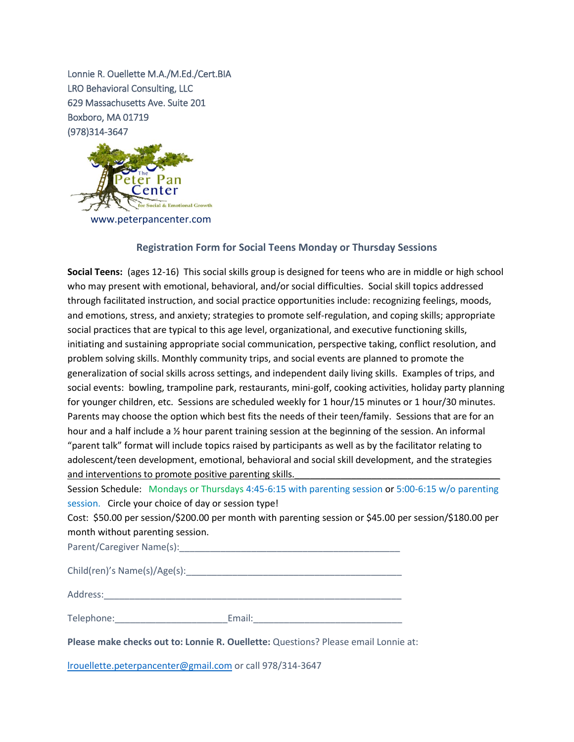Lonnie R. Ouellette M.A./M.Ed./Cert.BIA
LRO Behavioral Consulting, LLC
629 Massachusetts Ave. Suite 201
Boxboro, MA 01719
(978)314-3647

The Peter Pan Center for Social & Emotional Growth

www.peterpancenter.com

## Registration Form for Social Teens Monday or Thursday Sessions

**Social Teens:** (ages 12-16) This social skills group is designed for teens who are in middle or high school who may present with emotional, behavioral, and/or social difficulties. Social skill topics addressed through facilitated instruction, and social practice opportunities include: recognizing feelings, moods, and emotions, stress, and anxiety; strategies to promote self-regulation, and coping skills; appropriate social practices that are typical to this age level, organizational, and executive functioning skills, initiating and sustaining appropriate social communication, perspective taking, conflict resolution, and problem solving skills. Monthly community trips, and social events are planned to promote the generalization of social skills across settings, and independent daily living skills. Examples of trips, and social events: bowling, trampoline park, restaurants, mini-golf, cooking activities, holiday party planning for younger children, etc. Sessions are scheduled weekly for 1 hour/15 minutes or 1 hour/30 minutes. Parents may choose the option which best fits the needs of their teen/family. Sessions that are for an hour and a half include a ½ hour parent training session at the beginning of the session. An informal "parent talk" format will include topics raised by participants as well as by the facilitator relating to adolescent/teen development, emotional, behavioral and social skill development, and the strategies and interventions to promote positive parenting skills.

Session Schedule: Mondays or Thursdays 4:45-6:15 with parenting session or 5:00-6:15 w/o parenting session. Circle your choice of day or session type!

Cost: $50.00 per session/$200.00 per month with parenting session or $45.00 per session/$180.00 per month without parenting session.

Parent/Caregiver Name(s):_____________________________________________

Child(ren)'s Name(s)/Age(s):___________________________________________

Address:______________________________________________________________

Telephone:______________________Email:_____________________________

**Please make checks out to: Lonnie R. Ouellette:** Questions? Please email Lonnie at:

lrouellette.peterpancenter@gmail.com or call 978/314-3647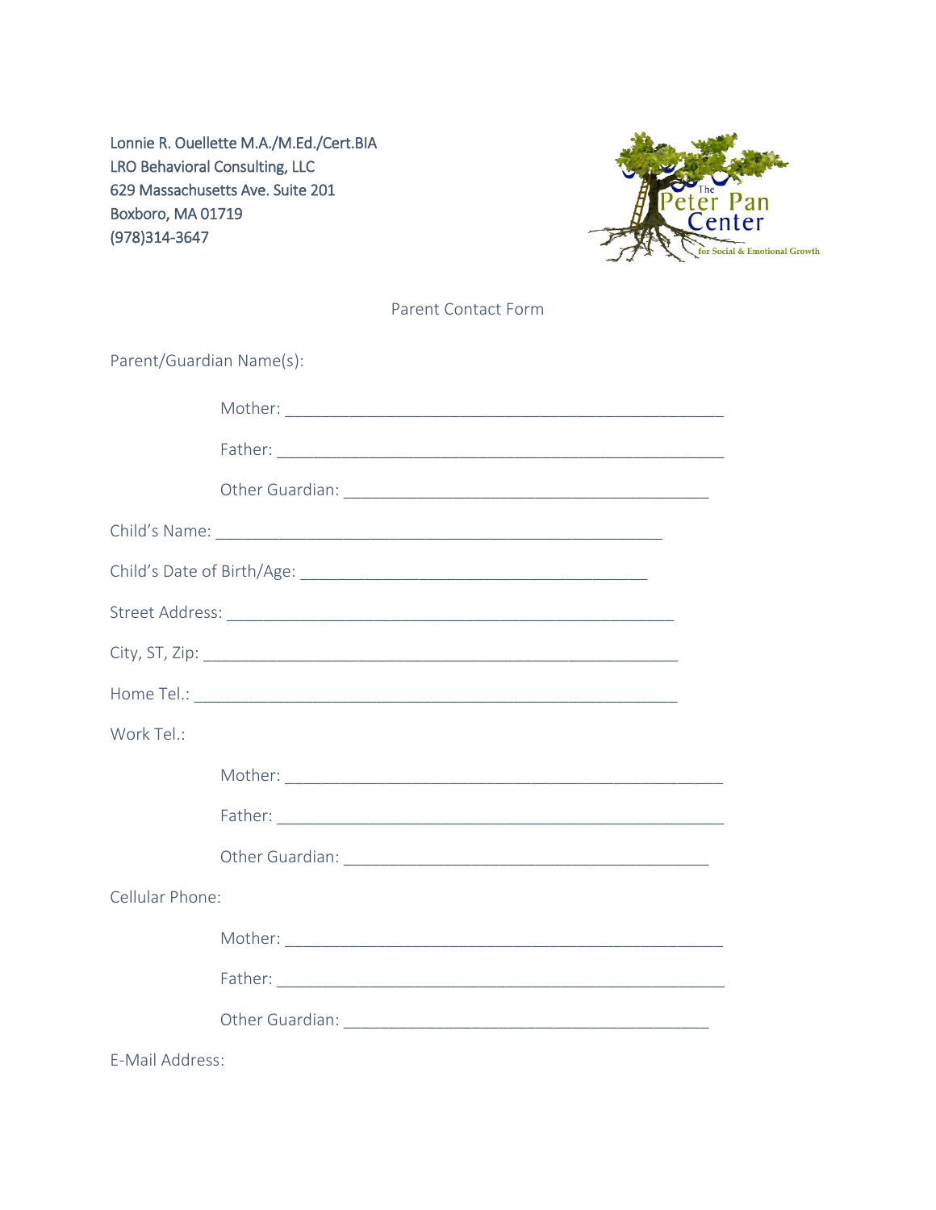Lonnie R. Ouellette M.A./M.Ed./Cert.BIA
LRO Behavioral Consulting, LLC
629 Massachusetts Ave. Suite 201
Boxboro, MA 01719
(978)314-3647

The Peter Pan Center for Social & Emotional Growth

## Parent Contact Form

Parent/Guardian Name(s):

Mother: ___________________________________________________

Father: ____________________________________________________

Other Guardian: _________________________________________

Child's Name: ____________________________________________________

Child's Date of Birth/Age: ________________________________________

Street Address: ___________________________________________________

City, ST, Zip: _____________________________________________________

Home Tel.: ________________________________________________________

Work Tel.:

Mother: ___________________________________________________

Father: ____________________________________________________

Other Guardian: _________________________________________

Cellular Phone:

Mother: ___________________________________________________

Father: ____________________________________________________

Other Guardian: _________________________________________

E-Mail Address: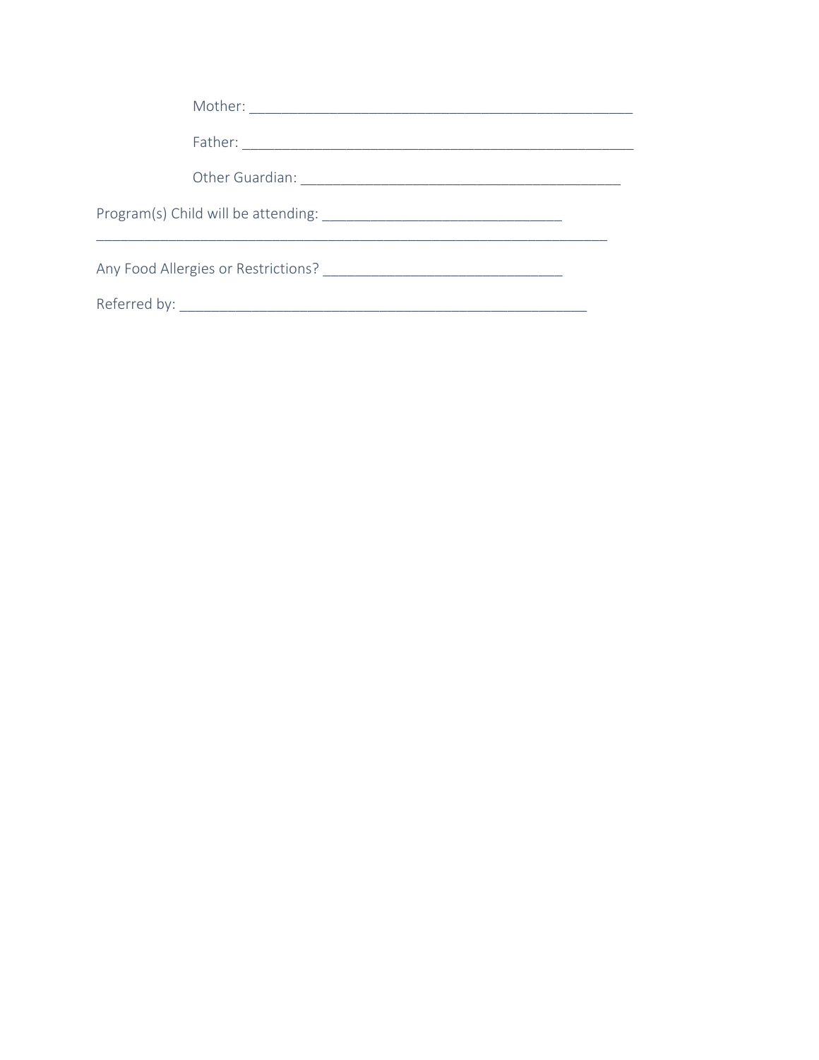Mother: ____________________________________________________

Father: _____________________________________________________

Other Guardian: __________________________________________

Program(s) Child will be attending: _______________________________

_____________________________________________________________________

Any Food Allergies or Restrictions? _______________________________

Referred by: ______________________________________________________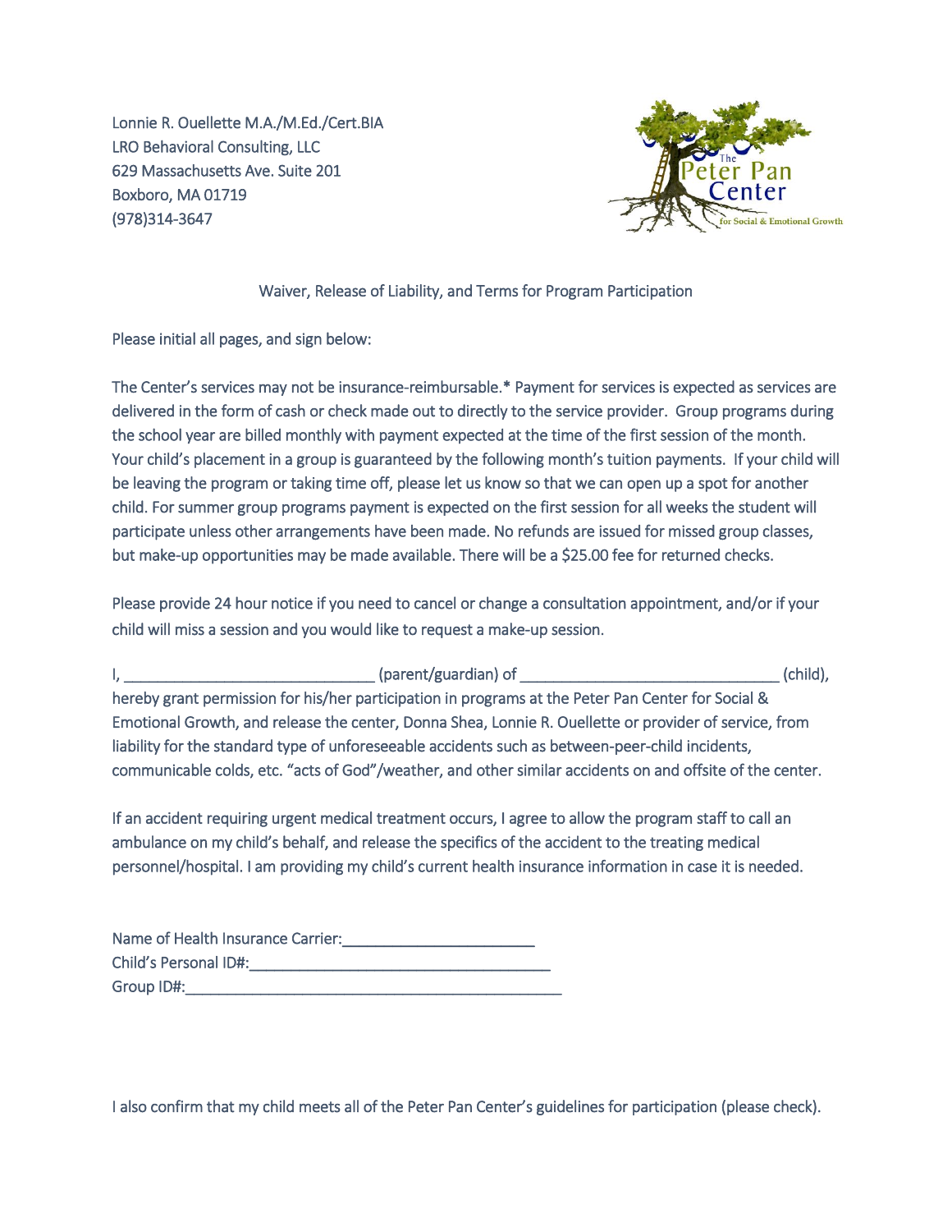Lonnie R. Ouellette M.A./M.Ed./Cert.BIA
LRO Behavioral Consulting, LLC
629 Massachusetts Ave. Suite 201
Boxboro, MA 01719
(978)314-3647

The Peter Pan Center for Social & Emotional Growth

Waiver, Release of Liability, and Terms for Program Participation

Please initial all pages, and sign below:

The Center's services may not be insurance-reimbursable.* Payment for services is expected as services are delivered in the form of cash or check made out to directly to the service provider. Group programs during the school year are billed monthly with payment expected at the time of the first session of the month. Your child's placement in a group is guaranteed by the following month's tuition payments. If your child will be leaving the program or taking time off, please let us know so that we can open up a spot for another child. For summer group programs payment is expected on the first session for all weeks the student will participate unless other arrangements have been made. No refunds are issued for missed group classes, but make-up opportunities may be made available. There will be a $25.00 fee for returned checks.

Please provide 24 hour notice if you need to cancel or change a consultation appointment, and/or if your child will miss a session and you would like to request a make-up session.

I, ______________________________ (parent/guardian) of _______________________________ (child), hereby grant permission for his/her participation in programs at the Peter Pan Center for Social & Emotional Growth, and release the center, Donna Shea, Lonnie R. Ouellette or provider of service, from liability for the standard type of unforeseeable accidents such as between-peer-child incidents, communicable colds, etc. "acts of God"/weather, and other similar accidents on and offsite of the center.

If an accident requiring urgent medical treatment occurs, I agree to allow the program staff to call an ambulance on my child's behalf, and release the specifics of the accident to the treating medical personnel/hospital. I am providing my child's current health insurance information in case it is needed.

Name of Health Insurance Carrier:_______________________
Child's Personal ID#:____________________________________
Group ID#:_____________________________________________

I also confirm that my child meets all of the Peter Pan Center's guidelines for participation (please check).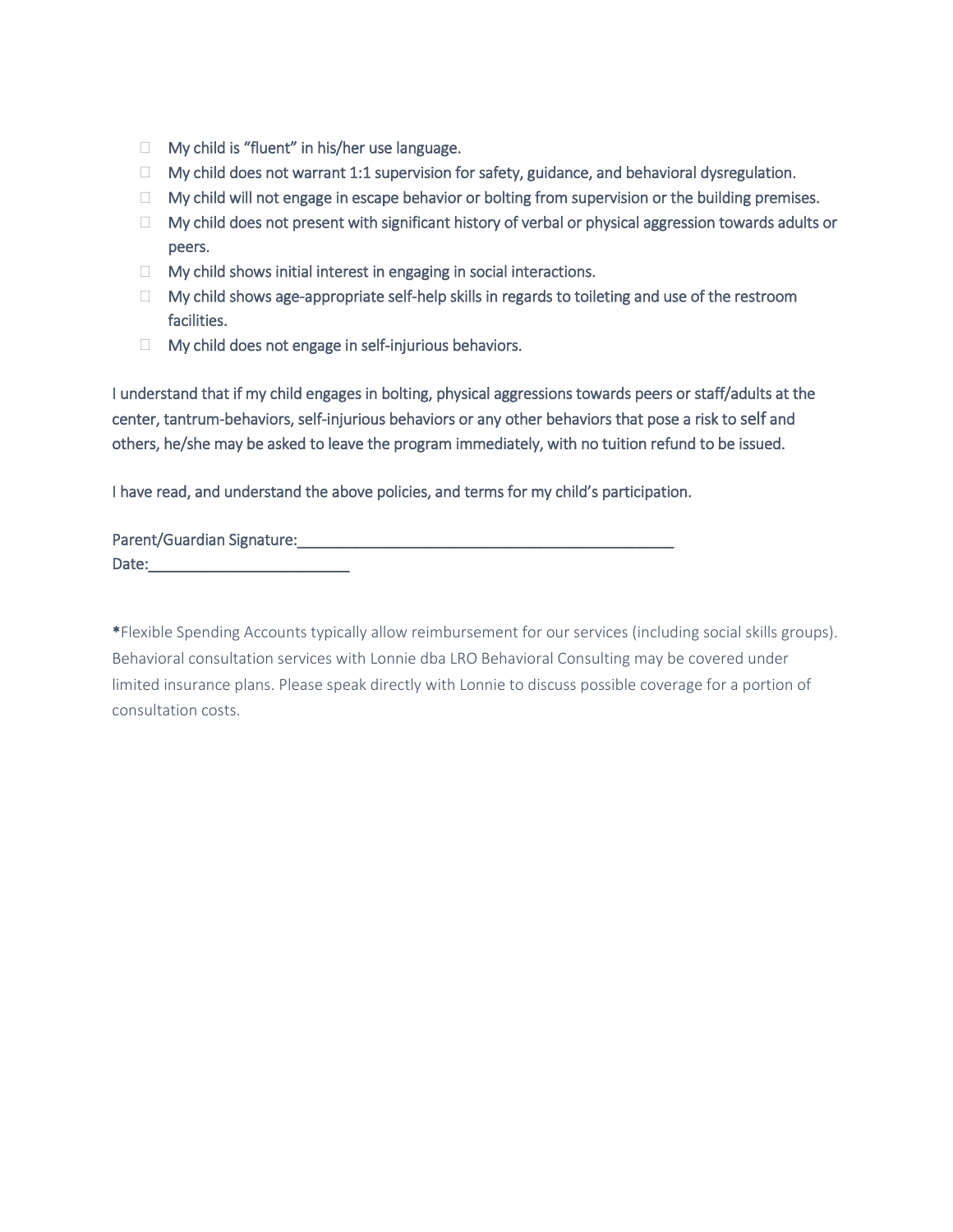- My child is “fluent” in his/her use language.
- My child does not warrant 1:1 supervision for safety, guidance, and behavioral dysregulation.
- My child will not engage in escape behavior or bolting from supervision or the building premises.
- My child does not present with significant history of verbal or physical aggression towards adults or peers.
- My child shows initial interest in engaging in social interactions.
- My child shows age-appropriate self-help skills in regards to toileting and use of the restroom facilities.
- My child does not engage in self-injurious behaviors.

I understand that if my child engages in bolting, physical aggressions towards peers or staff/adults at the center, tantrum-behaviors, self-injurious behaviors or any other behaviors that pose a risk to self and others, he/she may be asked to leave the program immediately, with no tuition refund to be issued.

I have read, and understand the above policies, and terms for my child’s participation.

Parent/Guardian Signature:_______________________________________________
Date:________________________

**\***Flexible Spending Accounts typically allow reimbursement for our services (including social skills groups). Behavioral consultation services with Lonnie dba LRO Behavioral Consulting may be covered under limited insurance plans. Please speak directly with Lonnie to discuss possible coverage for a portion of consultation costs.